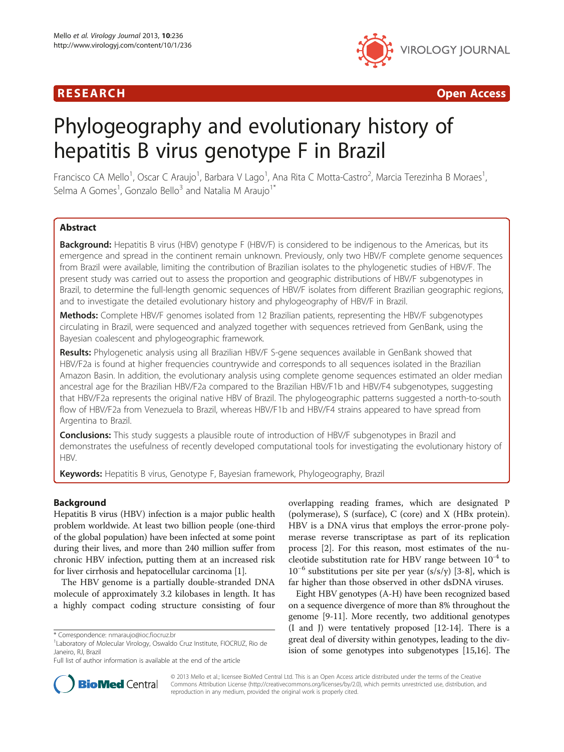RESEARCH Open Access

# Phylogeography and evolutionary history of hepatitis B virus genotype F in Brazil

Francisco CA Mello[1], Oscar C Araujo[1], Barbara V Lago[1], Ana Rita C Motta-Castro[2], Marcia Terezinha B Moraes[1], Selma A Gomes[1], Gonzalo Bello[3] and Natalia M Araujo[1*]

## Abstract

**Background:** Hepatitis B virus (HBV) genotype F (HBV/F) is considered to be indigenous to the Americas, but its emergence and spread in the continent remain unknown. Previously, only two HBV/F complete genome sequences from Brazil were available, limiting the contribution of Brazilian isolates to the phylogenetic studies of HBV/F. The present study was carried out to assess the proportion and geographic distributions of HBV/F subgenotypes in Brazil, to determine the full-length genomic sequences of HBV/F isolates from different Brazilian geographic regions, and to investigate the detailed evolutionary history and phylogeography of HBV/F in Brazil.

**Methods:** Complete HBV/F genomes isolated from 12 Brazilian patients, representing the HBV/F subgenotypes circulating in Brazil, were sequenced and analyzed together with sequences retrieved from GenBank, using the Bayesian coalescent and phylogeographic framework.

**Results:** Phylogenetic analysis using all Brazilian HBV/F S-gene sequences available in GenBank showed that HBV/F2a is found at higher frequencies countrywide and corresponds to all sequences isolated in the Brazilian Amazon Basin. In addition, the evolutionary analysis using complete genome sequences estimated an older median ancestral age for the Brazilian HBV/F2a compared to the Brazilian HBV/F1b and HBV/F4 subgenotypes, suggesting that HBV/F2a represents the original native HBV of Brazil. The phylogeographic patterns suggested a north-to-south flow of HBV/F2a from Venezuela to Brazil, whereas HBV/F1b and HBV/F4 strains appeared to have spread from Argentina to Brazil.

**Conclusions:** This study suggests a plausible route of introduction of HBV/F subgenotypes in Brazil and demonstrates the usefulness of recently developed computational tools for investigating the evolutionary history of HBV.

**Keywords:** Hepatitis B virus, Genotype F, Bayesian framework, Phylogeography, Brazil

## Background

Hepatitis B virus (HBV) infection is a major public health problem worldwide. At least two billion people (one-third of the global population) have been infected at some point during their lives, and more than 240 million suffer from chronic HBV infection, putting them at an increased risk for liver cirrhosis and hepatocellular carcinoma [1].

The HBV genome is a partially double-stranded DNA molecule of approximately 3.2 kilobases in length. It has a highly compact coding structure consisting of four overlapping reading frames, which are designated P (polymerase), S (surface), C (core) and X (HBx protein). HBV is a DNA virus that employs the error-prone polymerase reverse transcriptase as part of its replication process [2]. For this reason, most estimates of the nucleotide substitution rate for HBV range between $10^{-4}$ to $10^{-6}$ substitutions per site per year (s/s/y) [3-8], which is far higher than those observed in other dsDNA viruses.

Eight HBV genotypes (A-H) have been recognized based on a sequence divergence of more than 8% throughout the genome [9-11]. More recently, two additional genotypes (I and J) were tentatively proposed [12-14]. There is a great deal of diversity within genotypes, leading to the division of some genotypes into subgenotypes [15,16]. The

\* Correspondence: nmaraujo@ioc.fiocruz.br
[1]Laboratory of Molecular Virology, Oswaldo Cruz Institute, FIOCRUZ, Rio de Janeiro, RJ, Brazil
Full list of author information is available at the end of the article

© 2013 Mello et al.; licensee BioMed Central Ltd. This is an Open Access article distributed under the terms of the Creative Commons Attribution License (http://creativecommons.org/licenses/by/2.0), which permits unrestricted use, distribution, and reproduction in any medium, provided the original work is properly cited.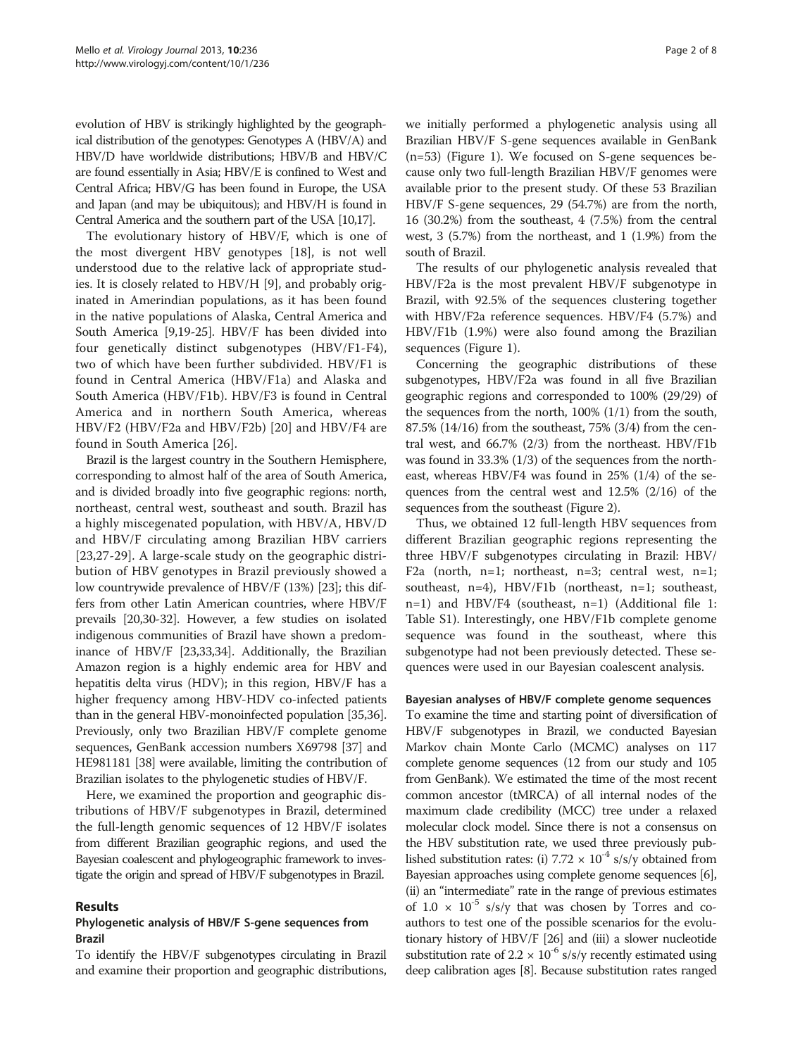evolution of HBV is strikingly highlighted by the geographical distribution of the genotypes: Genotypes A (HBV/A) and HBV/D have worldwide distributions; HBV/B and HBV/C are found essentially in Asia; HBV/E is confined to West and Central Africa; HBV/G has been found in Europe, the USA and Japan (and may be ubiquitous); and HBV/H is found in Central America and the southern part of the USA [10,17].

The evolutionary history of HBV/F, which is one of the most divergent HBV genotypes [18], is not well understood due to the relative lack of appropriate studies. It is closely related to HBV/H [9], and probably originated in Amerindian populations, as it has been found in the native populations of Alaska, Central America and South America [9,19-25]. HBV/F has been divided into four genetically distinct subgenotypes (HBV/F1-F4), two of which have been further subdivided. HBV/F1 is found in Central America (HBV/F1a) and Alaska and South America (HBV/F1b). HBV/F3 is found in Central America and in northern South America, whereas HBV/F2 (HBV/F2a and HBV/F2b) [20] and HBV/F4 are found in South America [26].

Brazil is the largest country in the Southern Hemisphere, corresponding to almost half of the area of South America, and is divided broadly into five geographic regions: north, northeast, central west, southeast and south. Brazil has a highly miscegenated population, with HBV/A, HBV/D and HBV/F circulating among Brazilian HBV carriers [23,27-29]. A large-scale study on the geographic distribution of HBV genotypes in Brazil previously showed a low countrywide prevalence of HBV/F (13%) [23]; this differs from other Latin American countries, where HBV/F prevails [20,30-32]. However, a few studies on isolated indigenous communities of Brazil have shown a predominance of HBV/F [23,33,34]. Additionally, the Brazilian Amazon region is a highly endemic area for HBV and hepatitis delta virus (HDV); in this region, HBV/F has a higher frequency among HBV-HDV co-infected patients than in the general HBV-monoinfected population [35,36]. Previously, only two Brazilian HBV/F complete genome sequences, GenBank accession numbers X69798 [37] and HE981181 [38] were available, limiting the contribution of Brazilian isolates to the phylogenetic studies of HBV/F.

Here, we examined the proportion and geographic distributions of HBV/F subgenotypes in Brazil, determined the full-length genomic sequences of 12 HBV/F isolates from different Brazilian geographic regions, and used the Bayesian coalescent and phylogeographic framework to investigate the origin and spread of HBV/F subgenotypes in Brazil.

## Results

### Phylogenetic analysis of HBV/F S-gene sequences from Brazil

To identify the HBV/F subgenotypes circulating in Brazil and examine their proportion and geographic distributions, we initially performed a phylogenetic analysis using all Brazilian HBV/F S-gene sequences available in GenBank (n=53) (Figure 1). We focused on S-gene sequences because only two full-length Brazilian HBV/F genomes were available prior to the present study. Of these 53 Brazilian HBV/F S-gene sequences, 29 (54.7%) are from the north, 16 (30.2%) from the southeast, 4 (7.5%) from the central west, 3 (5.7%) from the northeast, and 1 (1.9%) from the south of Brazil.

The results of our phylogenetic analysis revealed that HBV/F2a is the most prevalent HBV/F subgenotype in Brazil, with 92.5% of the sequences clustering together with HBV/F2a reference sequences. HBV/F4 (5.7%) and HBV/F1b (1.9%) were also found among the Brazilian sequences (Figure 1).

Concerning the geographic distributions of these subgenotypes, HBV/F2a was found in all five Brazilian geographic regions and corresponded to 100% (29/29) of the sequences from the north, 100% (1/1) from the south, 87.5% (14/16) from the southeast, 75% (3/4) from the central west, and 66.7% (2/3) from the northeast. HBV/F1b was found in 33.3% (1/3) of the sequences from the northeast, whereas HBV/F4 was found in 25% (1/4) of the sequences from the central west and 12.5% (2/16) of the sequences from the southeast (Figure 2).

Thus, we obtained 12 full-length HBV sequences from different Brazilian geographic regions representing the three HBV/F subgenotypes circulating in Brazil: HBV/F2a (north, n=1; northeast, n=3; central west, n=1; southeast, n=4), HBV/F1b (northeast, n=1; southeast, n=1) and HBV/F4 (southeast, n=1) (Additional file 1: Table S1). Interestingly, one HBV/F1b complete genome sequence was found in the southeast, where this subgenotype had not been previously detected. These sequences were used in our Bayesian coalescent analysis.

### Bayesian analyses of HBV/F complete genome sequences

To examine the time and starting point of diversification of HBV/F subgenotypes in Brazil, we conducted Bayesian Markov chain Monte Carlo (MCMC) analyses on 117 complete genome sequences (12 from our study and 105 from GenBank). We estimated the time of the most recent common ancestor (tMRCA) of all internal nodes of the maximum clade credibility (MCC) tree under a relaxed molecular clock model. Since there is not a consensus on the HBV substitution rate, we used three previously published substitution rates: (i) $7.72 \times 10^{-4}$ s/s/y obtained from Bayesian approaches using complete genome sequences [6], (ii) an "intermediate" rate in the range of previous estimates of $1.0 \times 10^{-5}$ s/s/y that was chosen by Torres and coauthors to test one of the possible scenarios for the evolutionary history of HBV/F [26] and (iii) a slower nucleotide substitution rate of $2.2 \times 10^{-6}$ s/s/y recently estimated using deep calibration ages [8]. Because substitution rates ranged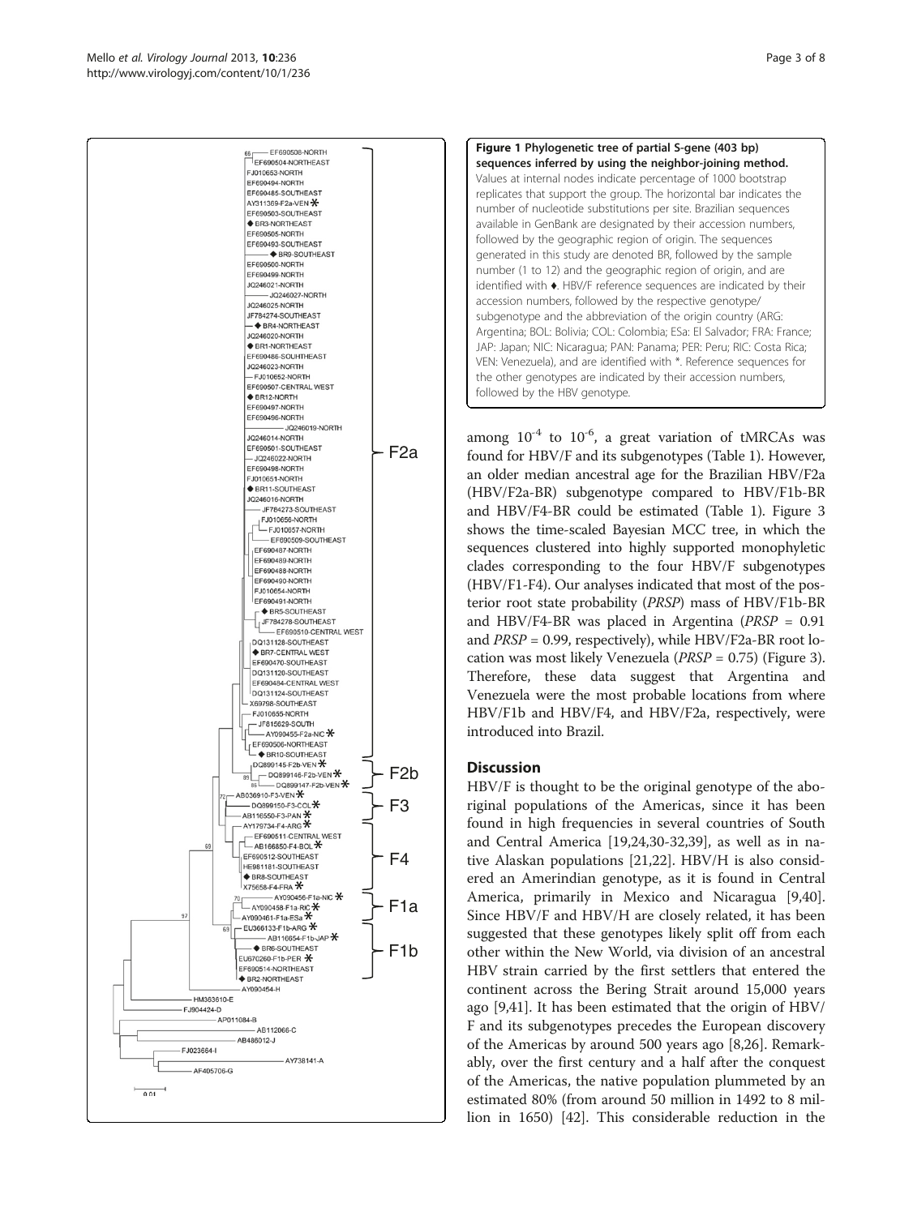**Figure 1 Phylogenetic tree of partial S-gene (403 bp) sequences inferred by using the neighbor-joining method.** Values at internal nodes indicate percentage of 1000 bootstrap replicates that support the group. The horizontal bar indicates the number of nucleotide substitutions per site. Brazilian sequences available in GenBank are designated by their accession numbers, followed by the geographic region of origin. The sequences generated in this study are denoted BR, followed by the sample number (1 to 12) and the geographic region of origin, and are identified with ♦. HBV/F reference sequences are indicated by their accession numbers, followed by the respective genotype/subgenotype and the abbreviation of the origin country (ARG: Argentina; BOL: Bolivia; COL: Colombia; ESa: El Salvador; FRA: France; JAP: Japan; NIC: Nicaragua; PAN: Panama; PER: Peru; RIC: Costa Rica; VEN: Venezuela), and are identified with *. Reference sequences for the other genotypes are indicated by their accession numbers, followed by the HBV genotype.

among $10^{-4}$ to $10^{-6}$, a great variation of tMRCAs was found for HBV/F and its subgenotypes (Table 1). However, an older median ancestral age for the Brazilian HBV/F2a (HBV/F2a-BR) subgenotype compared to HBV/F1b-BR and HBV/F4-BR could be estimated (Table 1). Figure 3 shows the time-scaled Bayesian MCC tree, in which the sequences clustered into highly supported monophyletic clades corresponding to the four HBV/F subgenotypes (HBV/F1-F4). Our analyses indicated that most of the posterior root state probability (*PRSP*) mass of HBV/F1b-BR and HBV/F4-BR was placed in Argentina (*PRSP* = 0.91 and *PRSP* = 0.99, respectively), while HBV/F2a-BR root location was most likely Venezuela (*PRSP* = 0.75) (Figure 3). Therefore, these data suggest that Argentina and Venezuela were the most probable locations from where HBV/F1b and HBV/F4, and HBV/F2a, respectively, were introduced into Brazil.

## Discussion

HBV/F is thought to be the original genotype of the aboriginal populations of the Americas, since it has been found in high frequencies in several countries of South and Central America [19,24,30-32,39], as well as in native Alaskan populations [21,22]. HBV/H is also considered an Amerindian genotype, as it is found in Central America, primarily in Mexico and Nicaragua [9,40]. Since HBV/F and HBV/H are closely related, it has been suggested that these genotypes likely split off from each other within the New World, via division of an ancestral HBV strain carried by the first settlers that entered the continent across the Bering Strait around 15,000 years ago [9,41]. It has been estimated that the origin of HBV/F and its subgenotypes precedes the European discovery of the Americas by around 500 years ago [8,26]. Remarkably, over the first century and a half after the conquest of the Americas, the native population plummeted by an estimated 80% (from around 50 million in 1492 to 8 million in 1650) [42]. This considerable reduction in the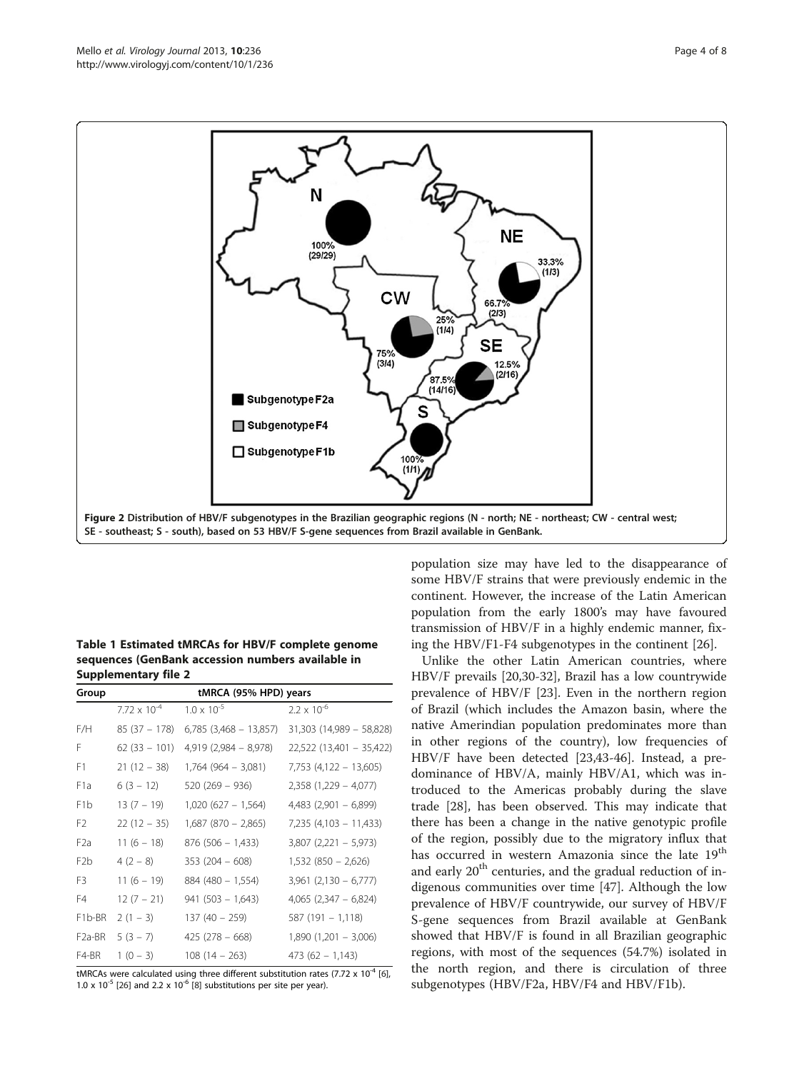Figure 2 Distribution of HBV/F subgenotypes in the Brazilian geographic regions (N - north; NE - northeast; CW - central west; SE - southeast; S - south), based on 53 HBV/F S-gene sequences from Brazil available in GenBank.

**Table 1 Estimated tMRCAs for HBV/F complete genome sequences (GenBank accession numbers available in Supplementary file 2**

| Group | tMRCA (95% HPD) years | | |
|---|---|---|---|
| | $7.72 \times 10^{-4}$ | $1.0 \times 10^{-5}$ | $2.2 \times 10^{-6}$ |
| F/H | 85 (37 – 178) | 6,785 (3,468 – 13,857) | 31,303 (14,989 – 58,828) |
| F | 62 (33 – 101) | 4,919 (2,984 – 8,978) | 22,522 (13,401 – 35,422) |
| F1 | 21 (12 – 38) | 1,764 (964 – 3,081) | 7,753 (4,122 – 13,605) |
| F1a | 6 (3 – 12) | 520 (269 – 936) | 2,358 (1,229 – 4,077) |
| F1b | 13 (7 – 19) | 1,020 (627 – 1,564) | 4,483 (2,901 – 6,899) |
| F2 | 22 (12 – 35) | 1,687 (870 – 2,865) | 7,235 (4,103 – 11,433) |
| F2a | 11 (6 – 18) | 876 (506 – 1,433) | 3,807 (2,221 – 5,973) |
| F2b | 4 (2 – 8) | 353 (204 – 608) | 1,532 (850 – 2,626) |
| F3 | 11 (6 – 19) | 884 (480 – 1,554) | 3,961 (2,130 – 6,777) |
| F4 | 12 (7 – 21) | 941 (503 – 1,643) | 4,065 (2,347 – 6,824) |
| F1b-BR | 2 (1 – 3) | 137 (40 – 259) | 587 (191 – 1,118) |
| F2a-BR | 5 (3 – 7) | 425 (278 – 668) | 1,890 (1,201 – 3,006) |
| F4-BR | 1 (0 – 3) | 108 (14 – 263) | 473 (62 – 1,143) |

tMRCAs were calculated using three different substitution rates ($7.72 \times 10^{-4}$ [6], $1.0 \times 10^{-5}$ [26] and $2.2 \times 10^{-6}$ [8] substitutions per site per year).

population size may have led to the disappearance of some HBV/F strains that were previously endemic in the continent. However, the increase of the Latin American population from the early 1800's may have favoured transmission of HBV/F in a highly endemic manner, fixing the HBV/F1-F4 subgenotypes in the continent [26].

Unlike the other Latin American countries, where HBV/F prevails [20,30-32], Brazil has a low countrywide prevalence of HBV/F [23]. Even in the northern region of Brazil (which includes the Amazon basin, where the native Amerindian population predominates more than in other regions of the country), low frequencies of HBV/F have been detected [23,43-46]. Instead, a predominance of HBV/A, mainly HBV/A1, which was introduced to the Americas probably during the slave trade [28], has been observed. This may indicate that there has been a change in the native genotypic profile of the region, possibly due to the migratory influx that has occurred in western Amazonia since the late 19[th] and early 20[th] centuries, and the gradual reduction of indigenous communities over time [47]. Although the low prevalence of HBV/F countrywide, our survey of HBV/F S-gene sequences from Brazil available at GenBank showed that HBV/F is found in all Brazilian geographic regions, with most of the sequences (54.7%) isolated in the north region, and there is circulation of three subgenotypes (HBV/F2a, HBV/F4 and HBV/F1b).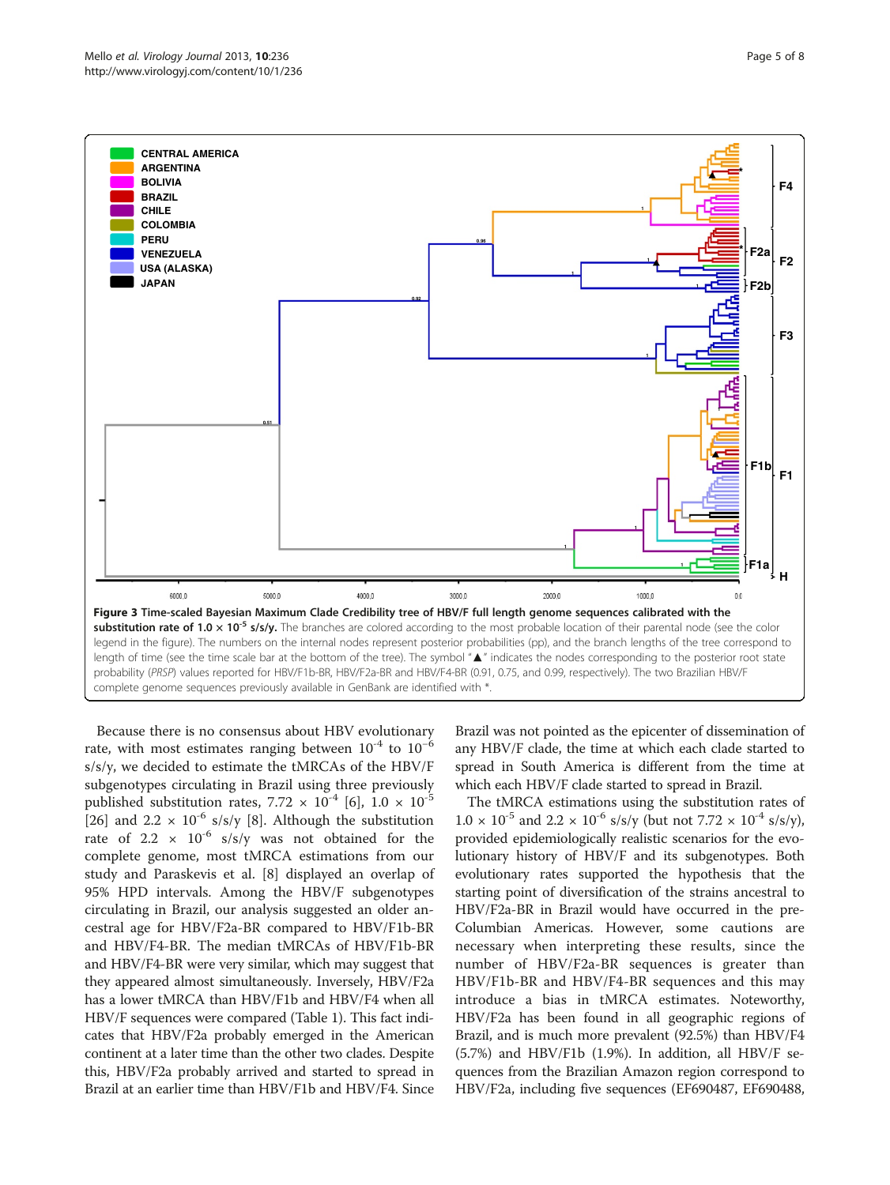**Figure 3 Time-scaled Bayesian Maximum Clade Credibility tree of HBV/F full length genome sequences calibrated with the substitution rate of $1.0 \times 10^{-5}$ s/s/y.** The branches are colored according to the most probable location of their parental node (see the color legend in the figure). The numbers on the internal nodes represent posterior probabilities (pp), and the branch lengths of the tree correspond to length of time (see the time scale bar at the bottom of the tree). The symbol "▲" indicates the nodes corresponding to the posterior root state probability (*PRSP*) values reported for HBV/F1b-BR, HBV/F2a-BR and HBV/F4-BR (0.91, 0.75, and 0.99, respectively). The two Brazilian HBV/F complete genome sequences previously available in GenBank are identified with *.

Because there is no consensus about HBV evolutionary rate, with most estimates ranging between $10^{-4}$ to $10^{-6}$ s/s/y, we decided to estimate the tMRCAs of the HBV/F subgenotypes circulating in Brazil using three previously published substitution rates, $7.72 \times 10^{-4}$ [6], $1.0 \times 10^{-5}$ [26] and $2.2 \times 10^{-6}$ s/s/y [8]. Although the substitution rate of $2.2 \times 10^{-6}$ s/s/y was not obtained for the complete genome, most tMRCA estimations from our study and Paraskevis et al. [8] displayed an overlap of 95% HPD intervals. Among the HBV/F subgenotypes circulating in Brazil, our analysis suggested an older ancestral age for HBV/F2a-BR compared to HBV/F1b-BR and HBV/F4-BR. The median tMRCAs of HBV/F1b-BR and HBV/F4-BR were very similar, which may suggest that they appeared almost simultaneously. Inversely, HBV/F2a has a lower tMRCA than HBV/F1b and HBV/F4 when all HBV/F sequences were compared (Table 1). This fact indicates that HBV/F2a probably emerged in the American continent at a later time than the other two clades. Despite this, HBV/F2a probably arrived and started to spread in Brazil at an earlier time than HBV/F1b and HBV/F4. Since Brazil was not pointed as the epicenter of dissemination of any HBV/F clade, the time at which each clade started to spread in South America is different from the time at which each HBV/F clade started to spread in Brazil.

The tMRCA estimations using the substitution rates of $1.0 \times 10^{-5}$ and $2.2 \times 10^{-6}$ s/s/y (but not $7.72 \times 10^{-4}$ s/s/y), provided epidemiologically realistic scenarios for the evolutionary history of HBV/F and its subgenotypes. Both evolutionary rates supported the hypothesis that the starting point of diversification of the strains ancestral to HBV/F2a-BR in Brazil would have occurred in the pre-Columbian Americas. However, some cautions are necessary when interpreting these results, since the number of HBV/F2a-BR sequences is greater than HBV/F1b-BR and HBV/F4-BR sequences and this may introduce a bias in tMRCA estimates. Noteworthy, HBV/F2a has been found in all geographic regions of Brazil, and is much more prevalent (92.5%) than HBV/F4 (5.7%) and HBV/F1b (1.9%). In addition, all HBV/F sequences from the Brazilian Amazon region correspond to HBV/F2a, including five sequences (EF690487, EF690488,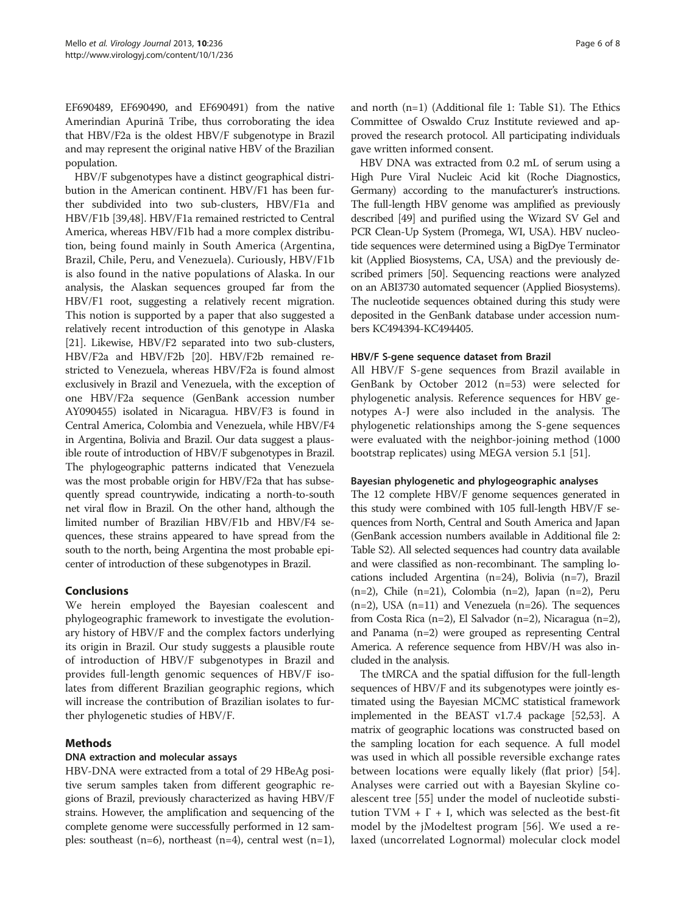EF690489, EF690490, and EF690491) from the native Amerindian Apurinã Tribe, thus corroborating the idea that HBV/F2a is the oldest HBV/F subgenotype in Brazil and may represent the original native HBV of the Brazilian population.

HBV/F subgenotypes have a distinct geographical distribution in the American continent. HBV/F1 has been further subdivided into two sub-clusters, HBV/F1a and HBV/F1b [39,48]. HBV/F1a remained restricted to Central America, whereas HBV/F1b had a more complex distribution, being found mainly in South America (Argentina, Brazil, Chile, Peru, and Venezuela). Curiously, HBV/F1b is also found in the native populations of Alaska. In our analysis, the Alaskan sequences grouped far from the HBV/F1 root, suggesting a relatively recent migration. This notion is supported by a paper that also suggested a relatively recent introduction of this genotype in Alaska [21]. Likewise, HBV/F2 separated into two sub-clusters, HBV/F2a and HBV/F2b [20]. HBV/F2b remained restricted to Venezuela, whereas HBV/F2a is found almost exclusively in Brazil and Venezuela, with the exception of one HBV/F2a sequence (GenBank accession number AY090455) isolated in Nicaragua. HBV/F3 is found in Central America, Colombia and Venezuela, while HBV/F4 in Argentina, Bolivia and Brazil. Our data suggest a plausible route of introduction of HBV/F subgenotypes in Brazil. The phylogeographic patterns indicated that Venezuela was the most probable origin for HBV/F2a that has subsequently spread countrywide, indicating a north-to-south net viral flow in Brazil. On the other hand, although the limited number of Brazilian HBV/F1b and HBV/F4 sequences, these strains appeared to have spread from the south to the north, being Argentina the most probable epicenter of introduction of these subgenotypes in Brazil.

## Conclusions

We herein employed the Bayesian coalescent and phylogeographic framework to investigate the evolutionary history of HBV/F and the complex factors underlying its origin in Brazil. Our study suggests a plausible route of introduction of HBV/F subgenotypes in Brazil and provides full-length genomic sequences of HBV/F isolates from different Brazilian geographic regions, which will increase the contribution of Brazilian isolates to further phylogenetic studies of HBV/F.

## Methods

### DNA extraction and molecular assays

HBV-DNA were extracted from a total of 29 HBeAg positive serum samples taken from different geographic regions of Brazil, previously characterized as having HBV/F strains. However, the amplification and sequencing of the complete genome were successfully performed in 12 samples: southeast (n=6), northeast (n=4), central west (n=1), and north (n=1) (Additional file 1: Table S1). The Ethics Committee of Oswaldo Cruz Institute reviewed and approved the research protocol. All participating individuals gave written informed consent.

HBV DNA was extracted from 0.2 mL of serum using a High Pure Viral Nucleic Acid kit (Roche Diagnostics, Germany) according to the manufacturer's instructions. The full-length HBV genome was amplified as previously described [49] and purified using the Wizard SV Gel and PCR Clean-Up System (Promega, WI, USA). HBV nucleotide sequences were determined using a BigDye Terminator kit (Applied Biosystems, CA, USA) and the previously described primers [50]. Sequencing reactions were analyzed on an ABI3730 automated sequencer (Applied Biosystems). The nucleotide sequences obtained during this study were deposited in the GenBank database under accession numbers KC494394-KC494405.

### HBV/F S-gene sequence dataset from Brazil

All HBV/F S-gene sequences from Brazil available in GenBank by October 2012 (n=53) were selected for phylogenetic analysis. Reference sequences for HBV genotypes A-J were also included in the analysis. The phylogenetic relationships among the S-gene sequences were evaluated with the neighbor-joining method (1000 bootstrap replicates) using MEGA version 5.1 [51].

### Bayesian phylogenetic and phylogeographic analyses

The 12 complete HBV/F genome sequences generated in this study were combined with 105 full-length HBV/F sequences from North, Central and South America and Japan (GenBank accession numbers available in Additional file 2: Table S2). All selected sequences had country data available and were classified as non-recombinant. The sampling locations included Argentina (n=24), Bolivia (n=7), Brazil (n=2), Chile (n=21), Colombia (n=2), Japan (n=2), Peru (n=2), USA (n=11) and Venezuela (n=26). The sequences from Costa Rica (n=2), El Salvador (n=2), Nicaragua (n=2), and Panama (n=2) were grouped as representing Central America. A reference sequence from HBV/H was also included in the analysis.

The tMRCA and the spatial diffusion for the full-length sequences of HBV/F and its subgenotypes were jointly estimated using the Bayesian MCMC statistical framework implemented in the BEAST v1.7.4 package [52,53]. A matrix of geographic locations was constructed based on the sampling location for each sequence. A full model was used in which all possible reversible exchange rates between locations were equally likely (flat prior) [54]. Analyses were carried out with a Bayesian Skyline coalescent tree [55] under the model of nucleotide substitution TVM + $\Gamma$ + I, which was selected as the best-fit model by the jModeltest program [56]. We used a relaxed (uncorrelated Lognormal) molecular clock model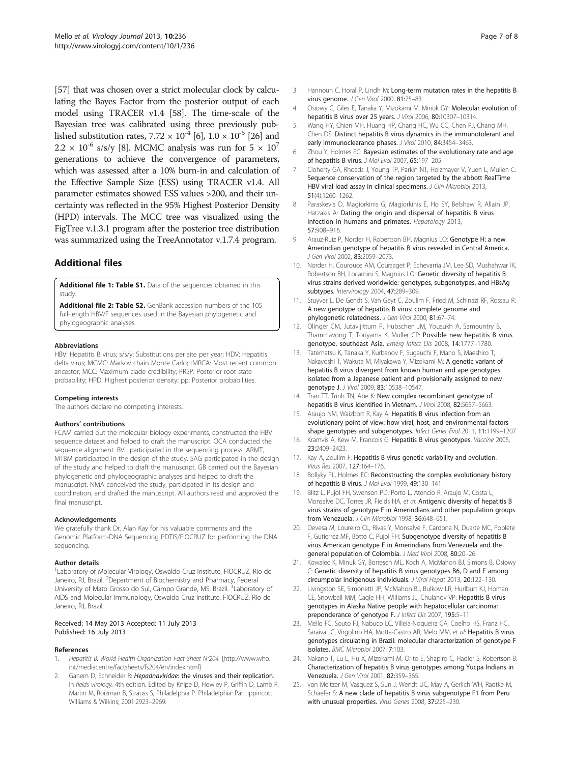[57] that was chosen over a strict molecular clock by calculating the Bayes Factor from the posterior output of each model using TRACER v1.4 [58]. The time-scale of the Bayesian tree was calibrated using three previously published substitution rates, $7.72 \times 10^{-4}$ [6], $1.0 \times 10^{-5}$ [26] and $2.2 \times 10^{-6}$ s/s/y [8]. MCMC analysis was run for $5 \times 10^{7}$ generations to achieve the convergence of parameters, which was assessed after a 10% burn-in and calculation of the Effective Sample Size (ESS) using TRACER v1.4. All parameter estimates showed ESS values >200, and their uncertainty was reflected in the 95% Highest Posterior Density (HPD) intervals. The MCC tree was visualized using the FigTree v.1.3.1 program after the posterior tree distribution was summarized using the TreeAnnotator v.1.7.4 program.

## Additional files

**Additional file 1: Table S1.** Data of the sequences obtained in this study.

**Additional file 2: Table S2.** GenBank accession numbers of the 105 full-length HBV/F sequences used in the Bayesian phylogenetic and phylogeographic analyses.

#### Abbreviations

HBV: Hepatitis B virus; s/s/y: Substitutions per site per year; HDV: Hepatitis delta virus; MCMC: Markov chain Monte Carlo; tMRCA: Most recent common ancestor; MCC: Maximum clade credibility; PRSP: Posterior root state probability; HPD: Highest posterior density; pp: Posterior probabilities.

#### Competing interests

The authors declare no competing interests.

#### Authors' contributions

FCAM carried out the molecular biology experiments, constructed the HBV sequence dataset and helped to draft the manuscript. OCA conducted the sequence alignment. BVL participated in the sequencing process. ARMT, MTBM participated in the design of the study. SAG participated in the design of the study and helped to draft the manuscript. GB carried out the Bayesian phylogenetic and phylogeographic analyses and helped to draft the manuscript. NMA conceived the study, participated in its design and coordination, and drafted the manuscript. All authors read and approved the final manuscript.

#### Acknowledgements

We gratefully thank Dr. Alan Kay for his valuable comments and the Genomic Platform-DNA Sequencing PDTIS/FIOCRUZ for performing the DNA sequencing.

#### Author details

[1]Laboratory of Molecular Virology, Oswaldo Cruz Institute, FIOCRUZ, Rio de Janeiro, RJ, Brazil. [2]Department of Biochemistry and Pharmacy, Federal University of Mato Grosso do Sul, Campo Grande, MS, Brazil. [3]Laboratory of AIDS and Molecular Immunology, Oswaldo Cruz Institute, FIOCRUZ, Rio de Janeiro, RJ, Brazil.

Received: 14 May 2013 Accepted: 11 July 2013
Published: 16 July 2013

#### References

1. *Hepatitis B. World Health Organization Fact Sheet N°204*. [http://www.who.int/mediacentre/factsheets/fs204/en/index.html]
2. Ganem D, Schneider R: *Hepadnaviridae:* the viruses and their replication. In *fields virology*. 4th edition. Edited by Knipe D, Howley P, Griffin D, Lamb R, Martin M, Roizman B, Strauss S, Philadelphia P. Philadelphia: Pa: Lippincott Williams & Wilkins; 2001:2923–2969.
3. Hannoun C, Horal P, Lindh M: Long-term mutation rates in the hepatitis B virus genome. *J Gen Virol* 2000, **81:**75–83.
4. Osiowy C, Giles E, Tanaka Y, Mizokami M, Minuk GY: Molecular evolution of hepatitis B virus over 25 years. *J Virol* 2006, **80:**10307–10314.
5. Wang HY, Chien MH, Huang HP, Chang HC, Wu CC, Chen PJ, Chang MH, Chen DS: Distinct hepatitis B virus dynamics in the immunotolerant and early immunoclearance phases. *J Virol* 2010, **84:**3454–3463.
6. Zhou Y, Holmes EC: Bayesian estimates of the evolutionary rate and age of hepatitis B virus. *J Mol Evol* 2007, **65:**197–205.
7. Cloherty GA, Rhoads J, Young TP, Parkin NT, Holzmayer V, Yuen L, Mullen C: Sequence conservation of the region targeted by the abbott RealTime HBV viral load assay in clinical specimens. *J Clin Microbiol* 2013, **51**(4):1260–1262.
8. Paraskevis D, Magiorkinis G, Magiorkinis E, Ho SY, Belshaw R, Allain JP, Hatzakis A: Dating the origin and dispersal of hepatitis B virus infection in humans and primates. *Hepatology* 2013, **57:**908–916.
9. Arauz-Ruiz P, Norder H, Robertson BH, Magnius LO: Genotype H: a new Amerindian genotype of hepatitis B virus revealed in Central America. *J Gen Virol* 2002, **83:**2059–2073.
10. Norder H, Courouce AM, Coursaget P, Echevarria JM, Lee SD, Mushahwar IK, Robertson BH, Locarnini S, Magnius LO: Genetic diversity of hepatitis B virus strains derived worldwide: genotypes, subgenotypes, and HBsAg subtypes. *Intervirology* 2004, **47:**289–309.
11. Stuyver L, De Gendt S, Van Geyt C, Zoulim F, Fried M, Schinazi RF, Rossau R: A new genotype of hepatitis B virus: complete genome and phylogenetic relatedness. *J Gen Virol* 2000, **81:**67–74.
12. Olinger CM, Jutavijittum P, Hubschen JM, Yousukh A, Samountry B, Thammavong T, Toriyama K, Muller CP: Possible new hepatitis B virus genotype, southeast Asia. *Emerg Infect Dis* 2008, **14:**1777–1780.
13. Tatematsu K, Tanaka Y, Kurbanov F, Sugauchi F, Mano S, Maeshiro T, Nakayoshi T, Wakuta M, Miyakawa Y, Mizokami M: A genetic variant of hepatitis B virus divergent from known human and ape genotypes isolated from a Japanese patient and provisionally assigned to new genotype J. *J Virol* 2009, **83:**10538–10547.
14. Tran TT, Trinh TN, Abe K: New complex recombinant genotype of hepatitis B virus identified in Vietnam. *J Virol* 2008, **82:**5657–5663.
15. Araujo NM, Waizbort R, Kay A: Hepatitis B virus infection from an evolutionary point of view: how viral, host, and environmental factors shape genotypes and subgenotypes. *Infect Genet Evol* 2011, **11:**1199–1207.
16. Kramvis A, Kew M, Francois G: Hepatitis B virus genotypes. *Vaccine* 2005, **23:**2409–2423.
17. Kay A, Zoulim F: Hepatitis B virus genetic variability and evolution. *Virus Res* 2007, **127:**164–176.
18. Bollyky PL, Holmes EC: Reconstructing the complex evolutionary history of hepatitis B virus. *J Mol Evol* 1999, **49:**130–141.
19. Blitz L, Pujol FH, Swenson PD, Porto L, Atencio R, Araujo M, Costa L, Monsalve DC, Torres JR, Fields HA, *et al*: Antigenic diversity of hepatitis B virus strains of genotype F in Amerindians and other population groups from Venezuela. *J Clin Microbiol* 1998, **36:**648–651.
20. Devesa M, Loureiro CL, Rivas Y, Monsalve F, Cardona N, Duarte MC, Poblete F, Gutierrez MF, Botto C, Pujol FH: Subgenotype diversity of hepatitis B virus American genotype F in Amerindians from Venezuela and the general population of Colombia. *J Med Virol* 2008, **80:**20–26.
21. Kowalec K, Minuk GY, Borresen ML, Koch A, McMahon BJ, Simons B, Osiowy C: Genetic diversity of hepatitis B virus genotypes B6, D and F among circumpolar indigenous individuals. *J Viral Hepat* 2013, **20:**122–130.
22. Livingston SE, Simonetti JP, McMahon BJ, Bulkow LR, Hurlburt KJ, Homan CE, Snowball MM, Cagle HH, Williams JL, Chulanov VP: Hepatitis B virus genotypes in Alaska Native people with hepatocellular carcinoma: preponderance of genotype F. *J Infect Dis* 2007, **195:**5–11.
23. Mello FC, Souto FJ, Nabuco LC, Villela-Nogueira CA, Coelho HS, Franz HC, Saraiva JC, Virgolino HA, Motta-Castro AR, Melo MM, *et al*: Hepatitis B virus genotypes circulating in Brazil: molecular characterization of genotype F isolates. *BMC Microbiol* 2007, **7:**103.
24. Nakano T, Lu L, Hu X, Mizokami M, Orito E, Shapiro C, Hadler S, Robertson B: Characterization of hepatitis B virus genotypes among Yucpa Indians in Venezuela. *J Gen Virol* 2001, **82:**359–365.
25. von Meltzer M, Vasquez S, Sun J, Wendt UC, May A, Gerlich WH, Radtke M, Schaefer S: A new clade of hepatitis B virus subgenotype F1 from Peru with unusual properties. *Virus Genes* 2008, **37:**225–230.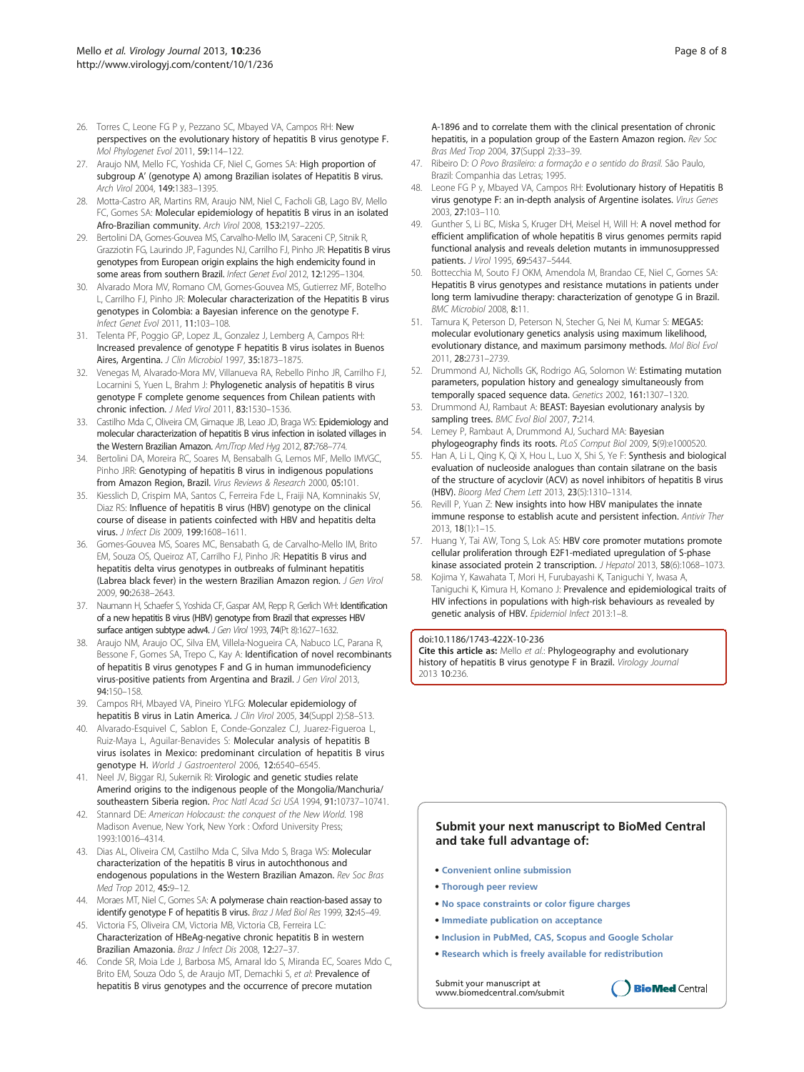26. Torres C, Leone FG P y, Pezzano SC, Mbayed VA, Campos RH: **New perspectives on the evolutionary history of hepatitis B virus genotype F.** *Mol Phylogenet Evol* 2011, **59:**114–122.
27. Araujo NM, Mello FC, Yoshida CF, Niel C, Gomes SA: **High proportion of subgroup A' (genotype A) among Brazilian isolates of Hepatitis B virus.** *Arch Virol* 2004, **149:**1383–1395.
28. Motta-Castro AR, Martins RM, Araujo NM, Niel C, Facholi GB, Lago BV, Mello FC, Gomes SA: **Molecular epidemiology of hepatitis B virus in an isolated Afro-Brazilian community.** *Arch Virol* 2008, **153:**2197–2205.
29. Bertolini DA, Gomes-Gouvea MS, Carvalho-Mello IM, Saraceni CP, Sitnik R, Grazziotin FG, Laurindo JP, Fagundes NJ, Carrilho FJ, Pinho JR: **Hepatitis B virus genotypes from European origin explains the high endemicity found in some areas from southern Brazil.** *Infect Genet Evol* 2012, **12:**1295–1304.
30. Alvarado Mora MV, Romano CM, Gomes-Gouvea MS, Gutierrez MF, Botelho L, Carrilho FJ, Pinho JR: **Molecular characterization of the Hepatitis B virus genotypes in Colombia: a Bayesian inference on the genotype F.** *Infect Genet Evol* 2011, **11:**103–108.
31. Telenta PF, Poggio GP, Lopez JL, Gonzalez J, Lemberg A, Campos RH: **Increased prevalence of genotype F hepatitis B virus isolates in Buenos Aires, Argentina.** *J Clin Microbiol* 1997, **35:**1873–1875.
32. Venegas M, Alvarado-Mora MV, Villanueva RA, Rebello Pinho JR, Carrilho FJ, Locarnini S, Yuen L, Brahm J: **Phylogenetic analysis of hepatitis B virus genotype F complete genome sequences from Chilean patients with chronic infection.** *J Med Virol* 2011, **83:**1530–1536.
33. Castilho Mda C, Oliveira CM, Gimaque JB, Leao JD, Braga WS: **Epidemiology and molecular characterization of hepatitis B virus infection in isolated villages in the Western Brazilian Amazon.** *AmJTrop Med Hyg* 2012, **87:**768–774.
34. Bertolini DA, Moreira RC, Soares M, Bensabalh G, Lemos MF, Mello IMVGC, Pinho JRR: **Genotyping of hepatitis B virus in indigenous populations from Amazon Region, Brazil.** *Virus Reviews & Research* 2000, **05:**101.
35. Kiesslich D, Crispim MA, Santos C, Ferreira Fde L, Fraiji NA, Komninakis SV, Diaz RS: **Influence of hepatitis B virus (HBV) genotype on the clinical course of disease in patients coinfected with HBV and hepatitis delta virus.** *J Infect Dis* 2009, **199:**1608–1611.
36. Gomes-Gouvea MS, Soares MC, Bensabath G, de Carvalho-Mello IM, Brito EM, Souza OS, Queiroz AT, Carrilho FJ, Pinho JR: **Hepatitis B virus and hepatitis delta virus genotypes in outbreaks of fulminant hepatitis (Labrea black fever) in the western Brazilian Amazon region.** *J Gen Virol* 2009, **90:**2638–2643.
37. Naumann H, Schaefer S, Yoshida CF, Gaspar AM, Repp R, Gerlich WH: **Identification of a new hepatitis B virus (HBV) genotype from Brazil that expresses HBV surface antigen subtype adw4.** *J Gen Virol* 1993, **74**(Pt 8):1627–1632.
38. Araujo NM, Araujo OC, Silva EM, Villela-Nogueira CA, Nabuco LC, Parana R, Bessone F, Gomes SA, Trepo C, Kay A: **Identification of novel recombinants of hepatitis B virus genotypes F and G in human immunodeficiency virus-positive patients from Argentina and Brazil.** *J Gen Virol* 2013, **94:**150–158.
39. Campos RH, Mbayed VA, Pineiro YLFG: **Molecular epidemiology of hepatitis B virus in Latin America.** *J Clin Virol* 2005, **34**(Suppl 2):S8–S13.
40. Alvarado-Esquivel C, Sablon E, Conde-Gonzalez CJ, Juarez-Figueroa L, Ruiz-Maya L, Aguilar-Benavides S: **Molecular analysis of hepatitis B virus isolates in Mexico: predominant circulation of hepatitis B virus genotype H.** *World J Gastroenterol* 2006, **12:**6540–6545.
41. Neel JV, Biggar RJ, Sukernik RI: **Virologic and genetic studies relate Amerind origins to the indigenous people of the Mongolia/Manchuria/ southeastern Siberia region.** *Proc Natl Acad Sci USA* 1994, **91:**10737–10741.
42. Stannard DE: *American Holocaust: the conquest of the New World.* 198 Madison Avenue, New York, New York : Oxford University Press; 1993:10016–4314.
43. Dias AL, Oliveira CM, Castilho Mda C, Silva Mdo S, Braga WS: **Molecular characterization of the hepatitis B virus in autochthonous and endogenous populations in the Western Brazilian Amazon.** *Rev Soc Bras Med Trop* 2012, **45:**9–12.
44. Moraes MT, Niel C, Gomes SA: **A polymerase chain reaction-based assay to identify genotype F of hepatitis B virus.** *Braz J Med Biol Res* 1999, **32:**45–49.
45. Victoria FS, Oliveira CM, Victoria MB, Victoria CB, Ferreira LC: **Characterization of HBeAg-negative chronic hepatitis B in western Brazilian Amazonia.** *Braz J Infect Dis* 2008, **12:**27–37.
46. Conde SR, Moia Lde J, Barbosa MS, Amaral Ido S, Miranda EC, Soares Mdo C, Brito EM, Souza Odo S, de Araujo MT, Demachki S, *et al*: **Prevalence of hepatitis B virus genotypes and the occurrence of precore mutation A-1896 and to correlate them with the clinical presentation of chronic hepatitis, in a population group of the Eastern Amazon region.** *Rev Soc Bras Med Trop* 2004, **37**(Suppl 2):33–39.
47. Ribeiro D: *O Povo Brasileiro: a formação e o sentido do Brasil.* São Paulo, Brazil: Companhia das Letras; 1995.
48. Leone FG P y, Mbayed VA, Campos RH: **Evolutionary history of Hepatitis B virus genotype F: an in-depth analysis of Argentine isolates.** *Virus Genes* 2003, **27:**103–110.
49. Gunther S, Li BC, Miska S, Kruger DH, Meisel H, Will H: **A novel method for efficient amplification of whole hepatitis B virus genomes permits rapid functional analysis and reveals deletion mutants in immunosuppressed patients.** *J Virol* 1995, **69:**5437–5444.
50. Bottecchia M, Souto FJ OKM, Amendola M, Brandao CE, Niel C, Gomes SA: **Hepatitis B virus genotypes and resistance mutations in patients under long term lamivudine therapy: characterization of genotype G in Brazil.** *BMC Microbiol* 2008, **8:**11.
51. Tamura K, Peterson D, Peterson N, Stecher G, Nei M, Kumar S: **MEGA5: molecular evolutionary genetics analysis using maximum likelihood, evolutionary distance, and maximum parsimony methods.** *Mol Biol Evol* 2011, **28:**2731–2739.
52. Drummond AJ, Nicholls GK, Rodrigo AG, Solomon W: **Estimating mutation parameters, population history and genealogy simultaneously from temporally spaced sequence data.** *Genetics* 2002, **161:**1307–1320.
53. Drummond AJ, Rambaut A: **BEAST: Bayesian evolutionary analysis by sampling trees.** *BMC Evol Biol* 2007, **7:**214.
54. Lemey P, Rambaut A, Drummond AJ, Suchard MA: **Bayesian phylogeography finds its roots.** *PLoS Comput Biol* 2009, **5**(9):e1000520.
55. Han A, Li L, Qing K, Qi X, Hou L, Luo X, Shi S, Ye F: **Synthesis and biological evaluation of nucleoside analogues than contain silatrane on the basis of the structure of acyclovir (ACV) as novel inhibitors of hepatitis B virus (HBV).** *Bioorg Med Chem Lett* 2013, **23**(5):1310–1314.
56. Revill P, Yuan Z: **New insights into how HBV manipulates the innate immune response to establish acute and persistent infection.** *Antivir Ther* 2013, **18**(1):1–15.
57. Huang Y, Tai AW, Tong S, Lok AS: **HBV core promoter mutations promote cellular proliferation through E2F1-mediated upregulation of S-phase kinase associated protein 2 transcription.** *J Hepatol* 2013, **58**(6):1068–1073.
58. Kojima Y, Kawahata T, Mori H, Furubayashi K, Taniguchi Y, Iwasa A, Taniguchi K, Kimura H, Komano J: **Prevalence and epidemiological traits of HIV infections in populations with high-risk behaviours as revealed by genetic analysis of HBV.** *Epidemiol Infect* 2013:1–8.

doi:10.1186/1743-422X-10-236
**Cite this article as:** Mello *et al.*: Phylogeography and evolutionary history of hepatitis B virus genotype F in Brazil. *Virology Journal* 2013 **10**:236.

**Submit your next manuscript to BioMed Central and take full advantage of:**

- Convenient online submission
- Thorough peer review
- No space constraints or color figure charges
- Immediate publication on acceptance
- Inclusion in PubMed, CAS, Scopus and Google Scholar
- Research which is freely available for redistribution

Submit your manuscript at www.biomedcentral.com/submit

BioMed Central